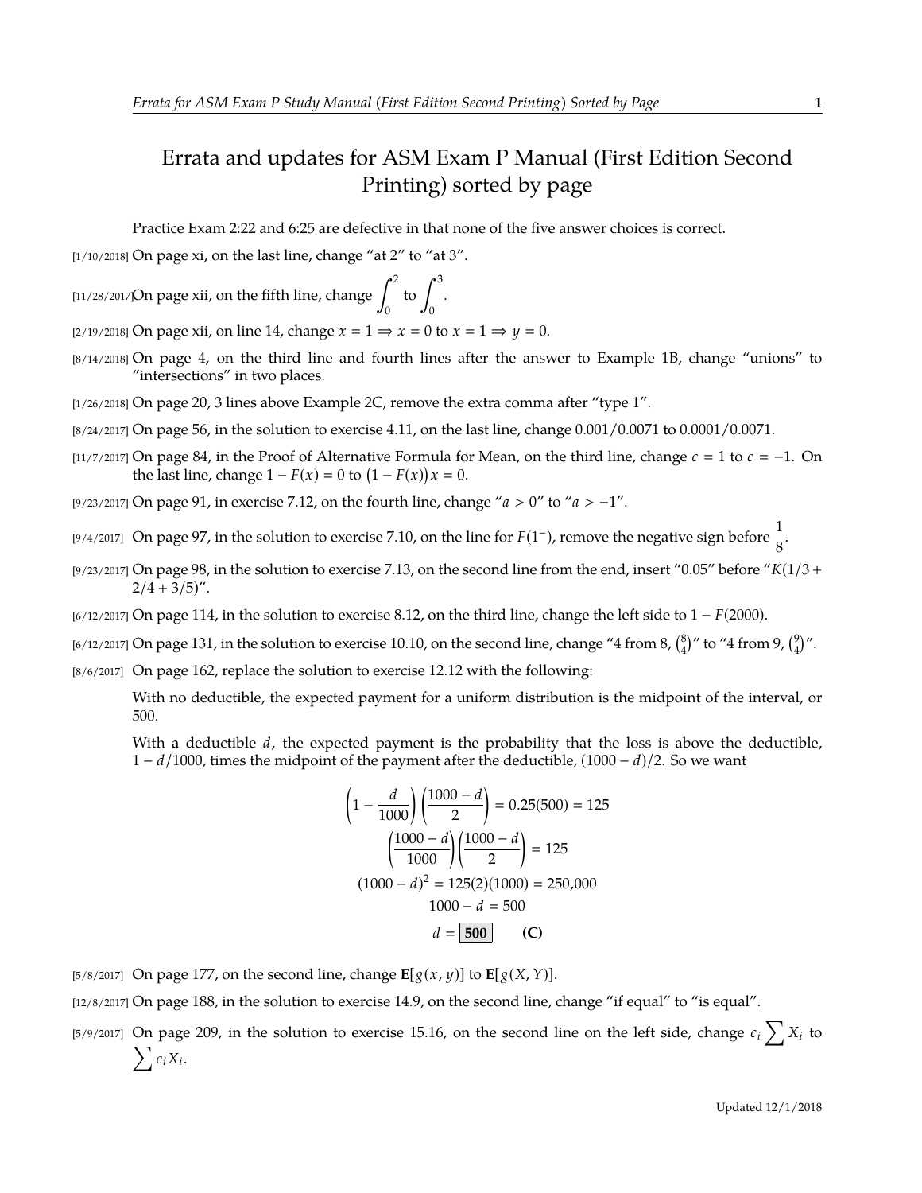# Errata and updates for ASM Exam P Manual (First Edition Second Printing) sorted by page

Practice Exam 2:22 and 6:25 are defective in that none of the five answer choices is correct.

[1/10/2018] On page xi, on the last line, change "at 2" to "at 3".

[11/28/2017] On page xii, on the fifth line, change $\int_0^2$ to $\int_0^3$.

[2/19/2018] On page xii, on line 14, change $x = 1 \Rightarrow x = 0$ to $x = 1 \Rightarrow y = 0$.

[8/14/2018] On page 4, on the third line and fourth lines after the answer to Example 1B, change "unions" to "intersections" in two places.

[1/26/2018] On page 20, 3 lines above Example 2C, remove the extra comma after "type 1".

[8/24/2017] On page 56, in the solution to exercise 4.11, on the last line, change 0.001/0.0071 to 0.0001/0.0071.

[11/7/2017] On page 84, in the Proof of Alternative Formula for Mean, on the third line, change $c = 1$ to $c = -1$. On the last line, change $1 - F(x) = 0$ to $\big(1 - F(x)\big)x = 0$.

[9/23/2017] On page 91, in exercise 7.12, on the fourth line, change "$a > 0$" to "$a > -1$".

[9/4/2017] On page 97, in the solution to exercise 7.10, on the line for $F(1^-)$, remove the negative sign before $\frac{1}{8}$.

[9/23/2017] On page 98, in the solution to exercise 7.13, on the second line from the end, insert "0.05" before "$K(1/3 + 2/4 + 3/5)$".

[6/12/2017] On page 114, in the solution to exercise 8.12, on the third line, change the left side to $1 - F(2000)$.

[6/12/2017] On page 131, in the solution to exercise 10.10, on the second line, change "4 from 8, $\binom{8}{4}$" to "4 from 9, $\binom{9}{4}$".

[8/6/2017] On page 162, replace the solution to exercise 12.12 with the following:

With no deductible, the expected payment for a uniform distribution is the midpoint of the interval, or 500.

With a deductible $d$, the expected payment is the probability that the loss is above the deductible, $1 - d/1000$, times the midpoint of the payment after the deductible, $(1000 - d)/2$. So we want

$$\left(1 - \frac{d}{1000}\right)\left(\frac{1000 - d}{2}\right) = 0.25(500) = 125$$

$$\left(\frac{1000 - d}{1000}\right)\left(\frac{1000 - d}{2}\right) = 125$$

$$(1000 - d)^2 = 125(2)(1000) = 250{,}000$$

$$1000 - d = 500$$

$$d = \boxed{\textbf{500}} \qquad \textbf{(C)}$$

[5/8/2017] On page 177, on the second line, change $\mathbf{E}[g(x, y)]$ to $\mathbf{E}[g(X, Y)]$.

[12/8/2017] On page 188, in the solution to exercise 14.9, on the second line, change "if equal" to "is equal".

[5/9/2017] On page 209, in the solution to exercise 15.16, on the second line on the left side, change $c_i \sum X_i$ to $\sum c_i X_i$.

Updated 12/1/2018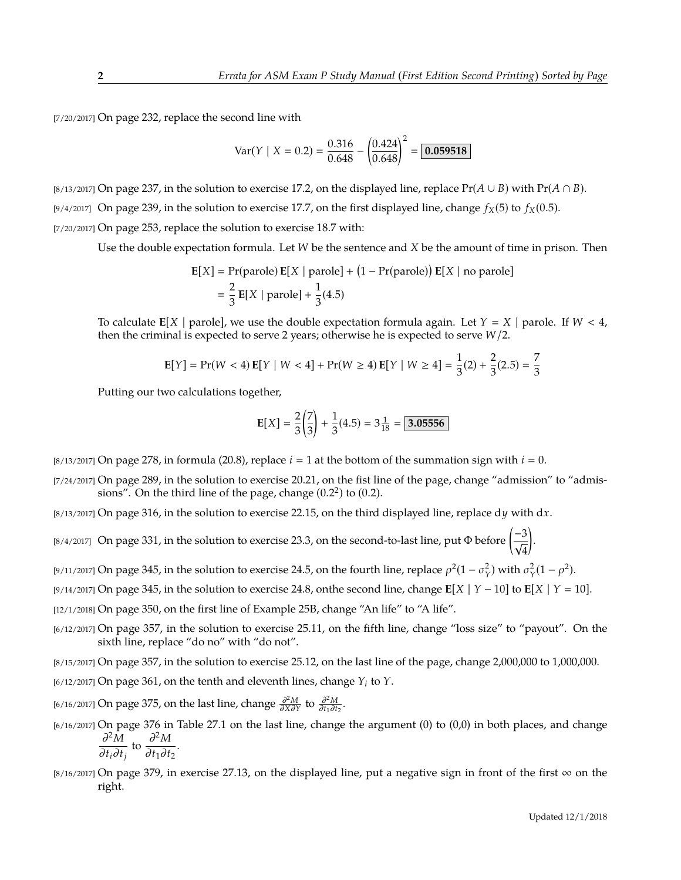[7/20/2017] On page 232, replace the second line with

$$\mathrm{Var}(Y \mid X = 0.2) = \frac{0.316}{0.648} - \left(\frac{0.424}{0.648}\right)^2 = \boxed{\mathbf{0.059518}}$$

[8/13/2017] On page 237, in the solution to exercise 17.2, on the displayed line, replace $\Pr(A \cup B)$ with $\Pr(A \cap B)$.

[9/4/2017] On page 239, in the solution to exercise 17.7, on the first displayed line, change $f_X(5)$ to $f_X(0.5)$.

[7/20/2017] On page 253, replace the solution to exercise 18.7 with:

Use the double expectation formula. Let $W$ be the sentence and $X$ be the amount of time in prison. Then

$$\begin{aligned}\mathbf{E}[X] &= \Pr(\text{parole})\,\mathbf{E}[X \mid \text{parole}] + \big(1 - \Pr(\text{parole})\big)\,\mathbf{E}[X \mid \text{no parole}] \\ &= \frac{2}{3}\,\mathbf{E}[X \mid \text{parole}] + \frac{1}{3}(4.5)\end{aligned}$$

To calculate $\mathbf{E}[X \mid \text{parole}]$, we use the double expectation formula again. Let $Y = X \mid \text{parole}$. If $W < 4$, then the criminal is expected to serve 2 years; otherwise he is expected to serve $W/2$.

$$\mathbf{E}[Y] = \Pr(W < 4)\,\mathbf{E}[Y \mid W < 4] + \Pr(W \geq 4)\,\mathbf{E}[Y \mid W \geq 4] = \frac{1}{3}(2) + \frac{2}{3}(2.5) = \frac{7}{3}$$

Putting our two calculations together,

$$\mathbf{E}[X] = \frac{2}{3}\left(\frac{7}{3}\right) + \frac{1}{3}(4.5) = 3\tfrac{1}{18} = \boxed{\mathbf{3.05556}}$$

[8/13/2017] On page 278, in formula (20.8), replace $i = 1$ at the bottom of the summation sign with $i = 0$.

[7/24/2017] On page 289, in the solution to exercise 20.21, on the fist line of the page, change "admission" to "admissions". On the third line of the page, change $(0.2^2)$ to $(0.2)$.

[8/13/2017] On page 316, in the solution to exercise 22.15, on the third displayed line, replace $\mathrm{d}y$ with $\mathrm{d}x$.

[8/4/2017] On page 331, in the solution to exercise 23.3, on the second-to-last line, put $\Phi$ before $\left(\frac{-3}{\sqrt{4}}\right)$.

[9/11/2017] On page 345, in the solution to exercise 24.5, on the fourth line, replace $\rho^2(1 - \sigma_Y^2)$ with $\sigma_Y^2(1 - \rho^2)$.

[9/14/2017] On page 345, in the solution to exercise 24.8, onthe second line, change $\mathbf{E}[X \mid Y - 10]$ to $\mathbf{E}[X \mid Y = 10]$.

[12/1/2018] On page 350, on the first line of Example 25B, change "An life" to "A life".

[6/12/2017] On page 357, in the solution to exercise 25.11, on the fifth line, change "loss size" to "payout". On the sixth line, replace "do no" with "do not".

[8/15/2017] On page 357, in the solution to exercise 25.12, on the last line of the page, change 2,000,000 to 1,000,000.

[6/12/2017] On page 361, on the tenth and eleventh lines, change $Y_i$ to $Y$.

[6/16/2017] On page 375, on the last line, change $\frac{\partial^2 M}{\partial X \partial Y}$ to $\frac{\partial^2 M}{\partial t_1 \partial t_2}$.

[6/16/2017] On page 376 in Table 27.1 on the last line, change the argument (0) to (0,0) in both places, and change $\dfrac{\partial^2 M}{\partial t_i \partial t_j}$ to $\dfrac{\partial^2 M}{\partial t_1 \partial t_2}$.

[8/16/2017] On page 379, in exercise 27.13, on the displayed line, put a negative sign in front of the first $\infty$ on the right.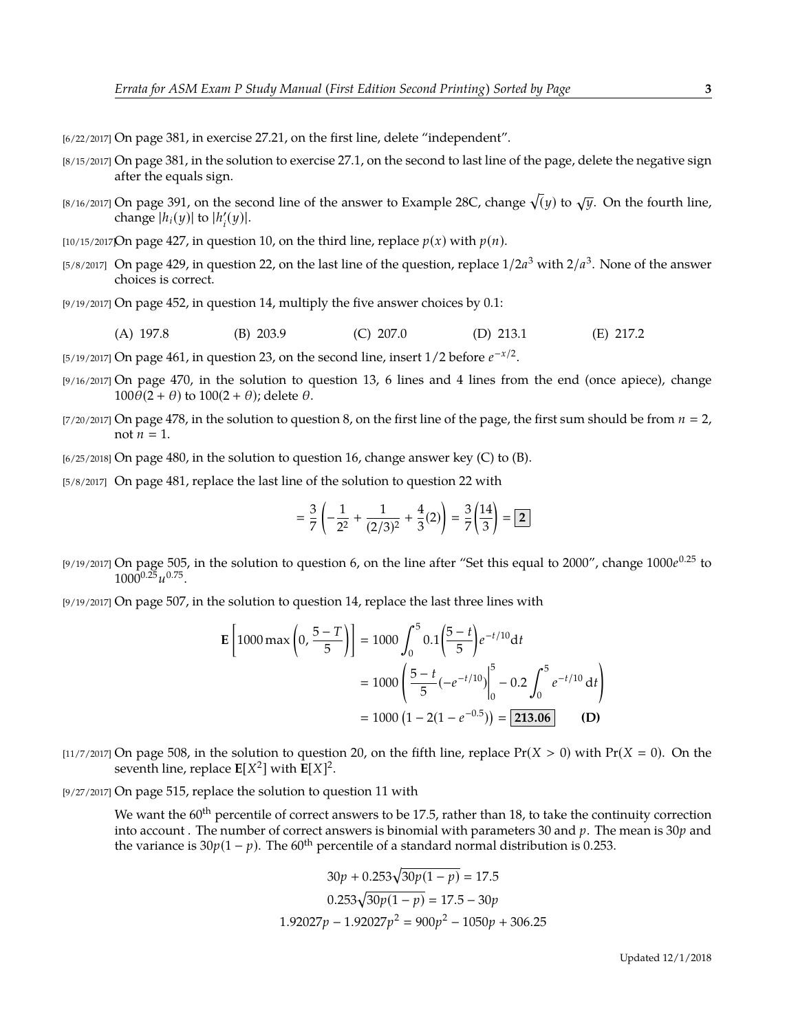[6/22/2017] On page 381, in exercise 27.21, on the first line, delete "independent".

[8/15/2017] On page 381, in the solution to exercise 27.1, on the second to last line of the page, delete the negative sign after the equals sign.

[8/16/2017] On page 391, on the second line of the answer to Example 28C, change $\sqrt(y)$ to $\sqrt{y}$. On the fourth line, change $|h_i(y)|$ to $|h_i'(y)|$.

[10/15/2017] On page 427, in question 10, on the third line, replace $p(x)$ with $p(n)$.

[5/8/2017] On page 429, in question 22, on the last line of the question, replace $1/2a^3$ with $2/a^3$. None of the answer choices is correct.

[9/19/2017] On page 452, in question 14, multiply the five answer choices by 0.1:

(A) 197.8 (B) 203.9 (C) 207.0 (D) 213.1 (E) 217.2

[5/19/2017] On page 461, in question 23, on the second line, insert $1/2$ before $e^{-x/2}$.

[9/16/2017] On page 470, in the solution to question 13, 6 lines and 4 lines from the end (once apiece), change $100\theta(2+\theta)$ to $100(2+\theta)$; delete $\theta$.

[7/20/2017] On page 478, in the solution to question 8, on the first line of the page, the first sum should be from $n = 2$, not $n = 1$.

[6/25/2018] On page 480, in the solution to question 16, change answer key (C) to (B).

[5/8/2017] On page 481, replace the last line of the solution to question 22 with

$$= \frac{3}{7}\left(-\frac{1}{2^2} + \frac{1}{(2/3)^2} + \frac{4}{3}(2)\right) = \frac{3}{7}\left(\frac{14}{3}\right) = \boxed{2}$$

[9/19/2017] On page 505, in the solution to question 6, on the line after "Set this equal to 2000", change $1000e^{0.25}$ to $1000^{0.25}u^{0.75}$.

[9/19/2017] On page 507, in the solution to question 14, replace the last three lines with

$$\begin{aligned}
\mathbf{E}\left[1000\max\left(0, \frac{5-T}{5}\right)\right] &= 1000\int_0^5 0.1\left(\frac{5-t}{5}\right)e^{-t/10}\mathrm{d}t \\
&= 1000\left(\frac{5-t}{5}(-e^{-t/10})\Bigg|_0^5 - 0.2\int_0^5 e^{-t/10}\,\mathrm{d}t\right) \\
&= 1000\left(1 - 2(1-e^{-0.5})\right) = \boxed{213.06} \qquad \textbf{(D)}
\end{aligned}$$

[11/7/2017] On page 508, in the solution to question 20, on the fifth line, replace $\Pr(X > 0)$ with $\Pr(X = 0)$. On the seventh line, replace $\mathbf{E}[X^2]$ with $\mathbf{E}[X]^2$.

[9/27/2017] On page 515, replace the solution to question 11 with

We want the 60th percentile of correct answers to be 17.5, rather than 18, to take the continuity correction into account . The number of correct answers is binomial with parameters 30 and $p$. The mean is $30p$ and the variance is $30p(1-p)$. The 60th percentile of a standard normal distribution is 0.253.

$$\begin{aligned}
30p + 0.253\sqrt{30p(1-p)} &= 17.5 \\
0.253\sqrt{30p(1-p)} &= 17.5 - 30p \\
1.92027p - 1.92027p^2 &= 900p^2 - 1050p + 306.25
\end{aligned}$$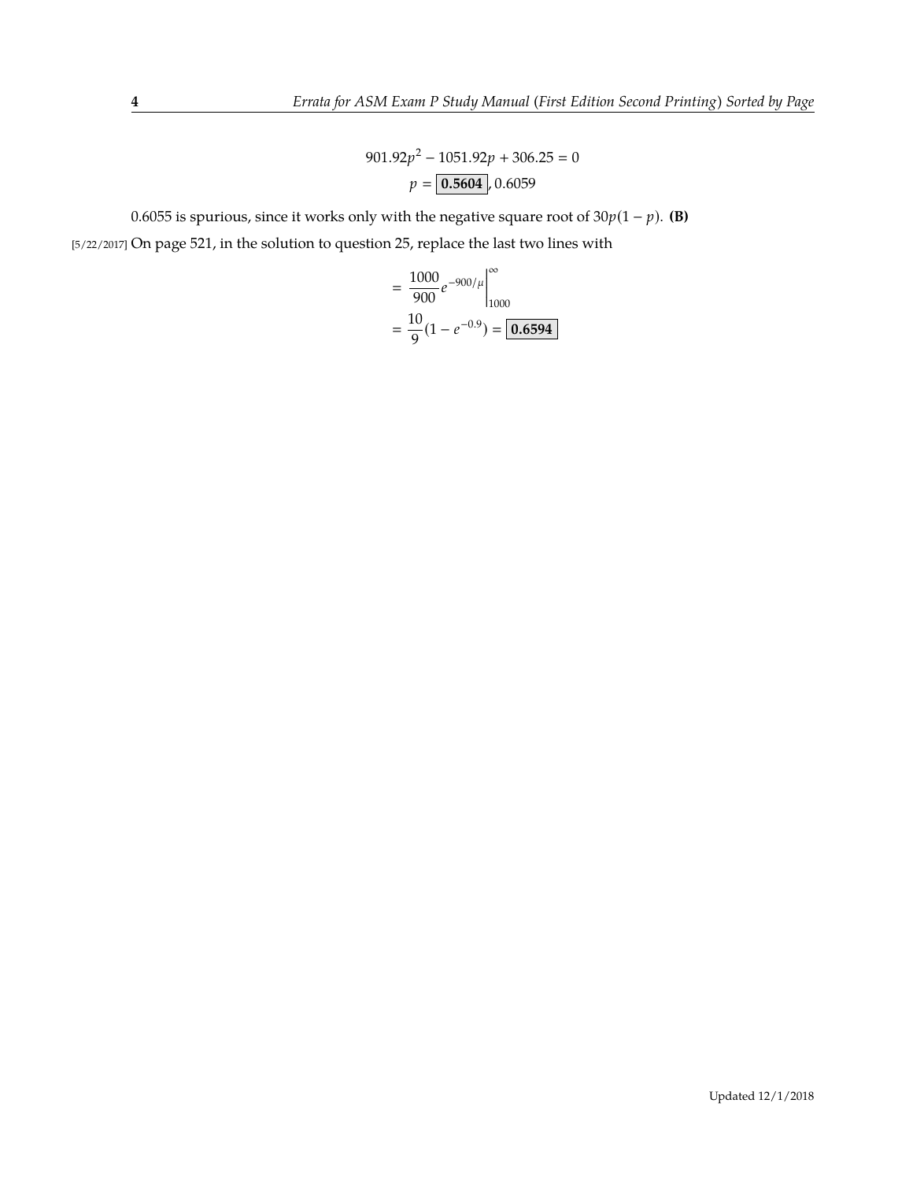$$901.92p^2 - 1051.92p + 306.25 = 0$$

$$p = \boxed{\mathbf{0.5604}}, 0.6059$$

0.6055 is spurious, since it works only with the negative square root of $30p(1-p)$. **(B)**

[5/22/2017] On page 521, in the solution to question 25, replace the last two lines with

$$= \left.\frac{1000}{900} e^{-900/\mu}\right|_{1000}^{\infty}$$

$$= \frac{10}{9}(1 - e^{-0.9}) = \boxed{\mathbf{0.6594}}$$

Updated 12/1/2018